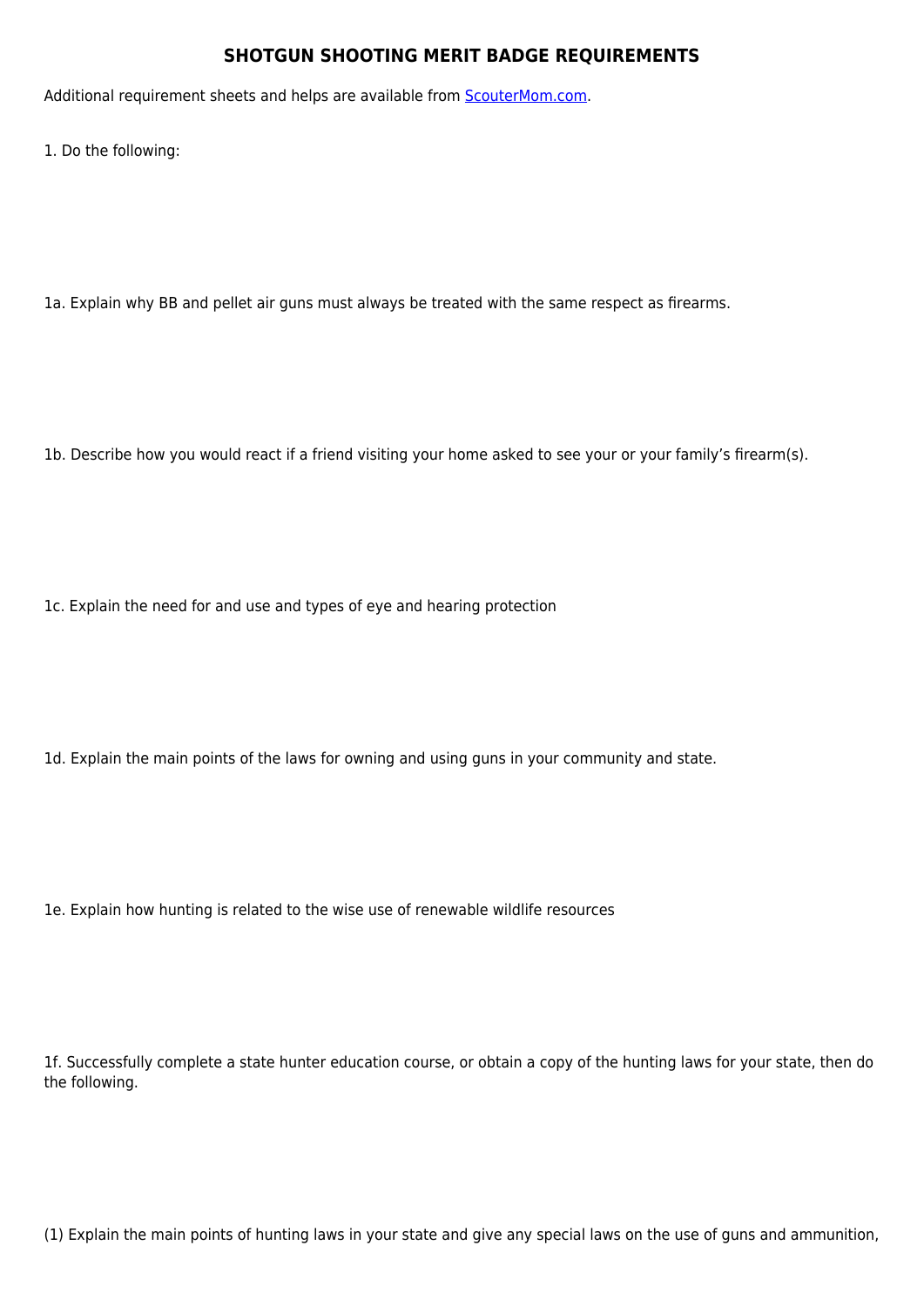# SHOTGUN SHOOTING MERIT BADGE REQUIREMENTS

Additional requirement sheets and helps are available from [ScouterMom.com](ScouterMom.com).

1. Do the following:

1a. Explain why BB and pellet air guns must always be treated with the same respect as firearms.

1b. Describe how you would react if a friend visiting your home asked to see your or your family's firearm(s).

1c. Explain the need for and use and types of eye and hearing protection

1d. Explain the main points of the laws for owning and using guns in your community and state.

1e. Explain how hunting is related to the wise use of renewable wildlife resources

1f. Successfully complete a state hunter education course, or obtain a copy of the hunting laws for your state, then do the following.

(1) Explain the main points of hunting laws in your state and give any special laws on the use of guns and ammunition,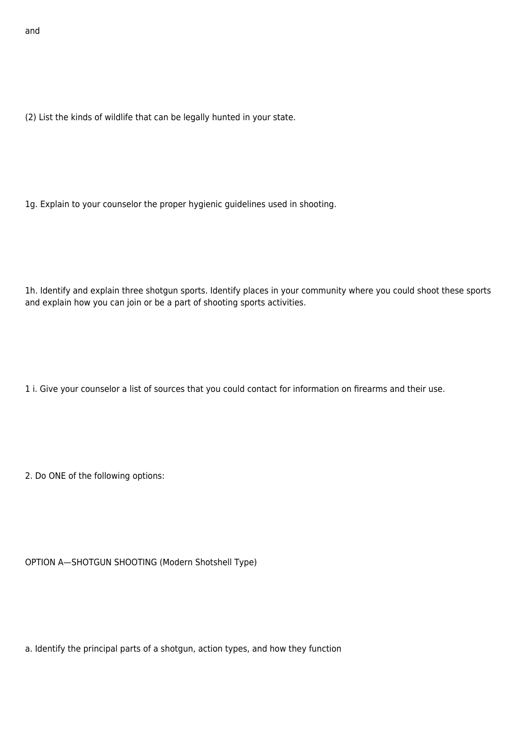and

(2) List the kinds of wildlife that can be legally hunted in your state.

1g. Explain to your counselor the proper hygienic guidelines used in shooting.

1h. Identify and explain three shotgun sports. Identify places in your community where you could shoot these sports and explain how you can join or be a part of shooting sports activities.

1 i. Give your counselor a list of sources that you could contact for information on firearms and their use.

2. Do ONE of the following options:

OPTION A—SHOTGUN SHOOTING (Modern Shotshell Type)

a. Identify the principal parts of a shotgun, action types, and how they function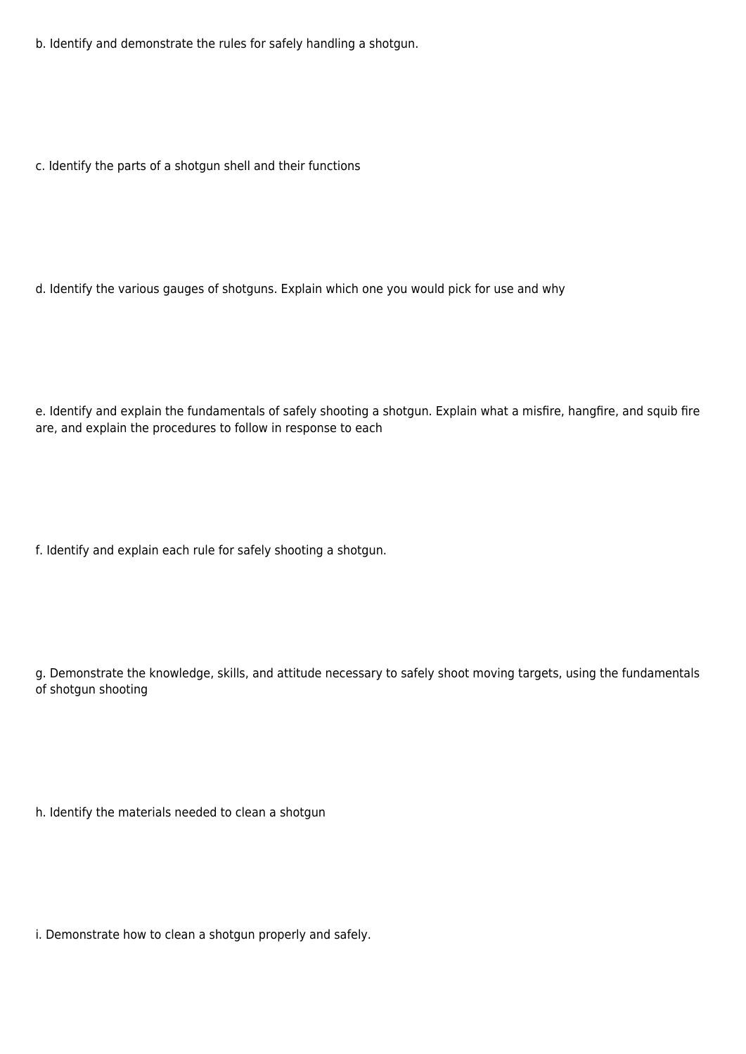b. Identify and demonstrate the rules for safely handling a shotgun.

c. Identify the parts of a shotgun shell and their functions

d. Identify the various gauges of shotguns. Explain which one you would pick for use and why

e. Identify and explain the fundamentals of safely shooting a shotgun. Explain what a misfire, hangfire, and squib fire are, and explain the procedures to follow in response to each

f. Identify and explain each rule for safely shooting a shotgun.

g. Demonstrate the knowledge, skills, and attitude necessary to safely shoot moving targets, using the fundamentals of shotgun shooting

h. Identify the materials needed to clean a shotgun

i. Demonstrate how to clean a shotgun properly and safely.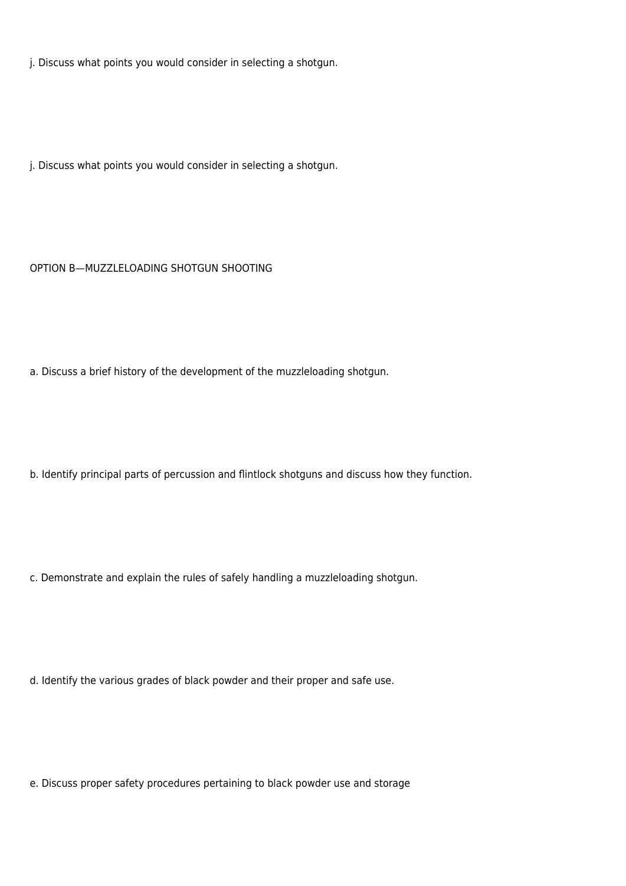j. Discuss what points you would consider in selecting a shotgun.

j. Discuss what points you would consider in selecting a shotgun.

## OPTION B—MUZZLELOADING SHOTGUN SHOOTING

a. Discuss a brief history of the development of the muzzleloading shotgun.

b. Identify principal parts of percussion and flintlock shotguns and discuss how they function.

c. Demonstrate and explain the rules of safely handling a muzzleloading shotgun.

d. Identify the various grades of black powder and their proper and safe use.

e. Discuss proper safety procedures pertaining to black powder use and storage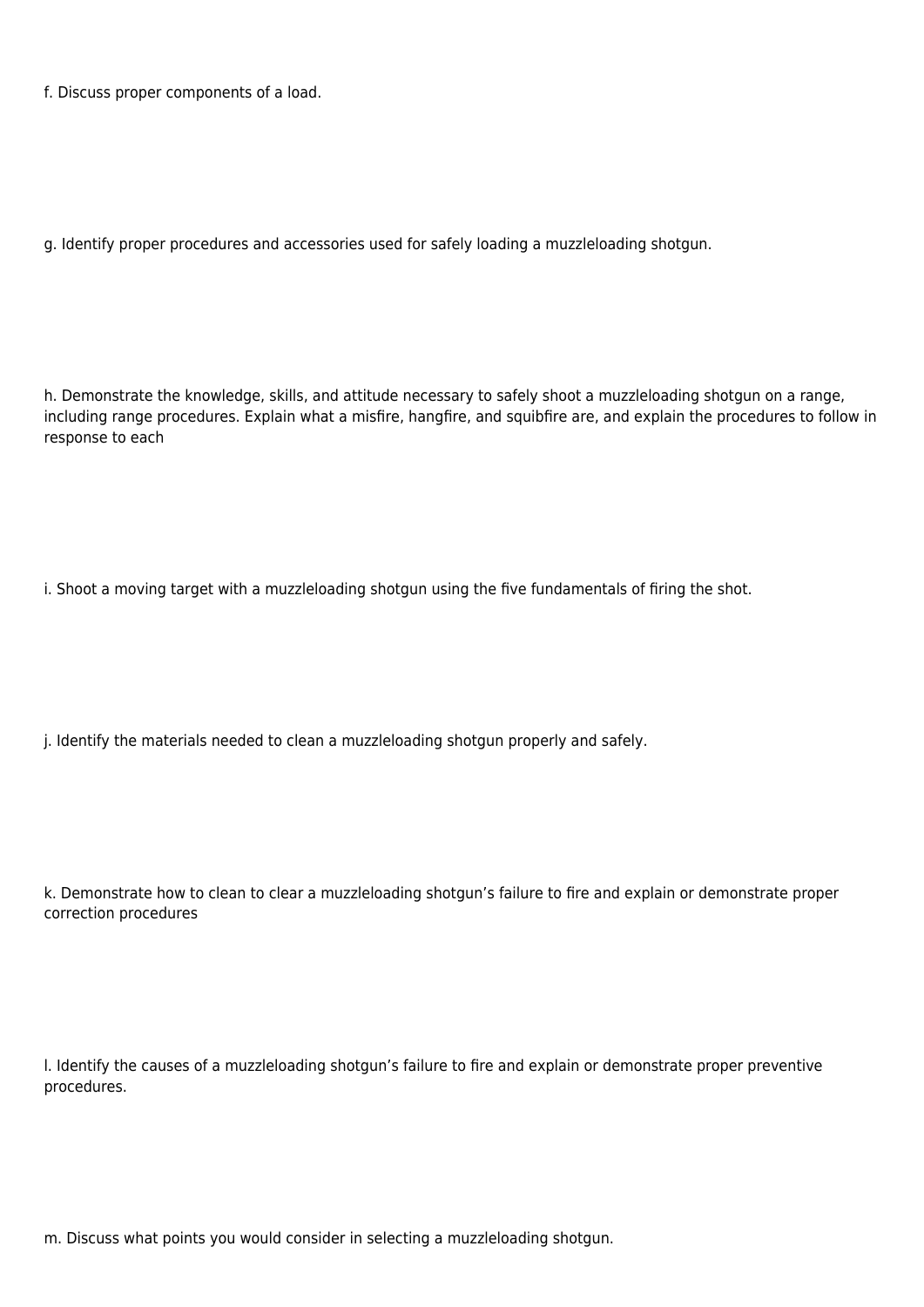f. Discuss proper components of a load.

g. Identify proper procedures and accessories used for safely loading a muzzleloading shotgun.

h. Demonstrate the knowledge, skills, and attitude necessary to safely shoot a muzzleloading shotgun on a range, including range procedures. Explain what a misfire, hangfire, and squibfire are, and explain the procedures to follow in response to each

i. Shoot a moving target with a muzzleloading shotgun using the five fundamentals of firing the shot.

j. Identify the materials needed to clean a muzzleloading shotgun properly and safely.

k. Demonstrate how to clean to clear a muzzleloading shotgun's failure to fire and explain or demonstrate proper correction procedures

l. Identify the causes of a muzzleloading shotgun's failure to fire and explain or demonstrate proper preventive procedures.

m. Discuss what points you would consider in selecting a muzzleloading shotgun.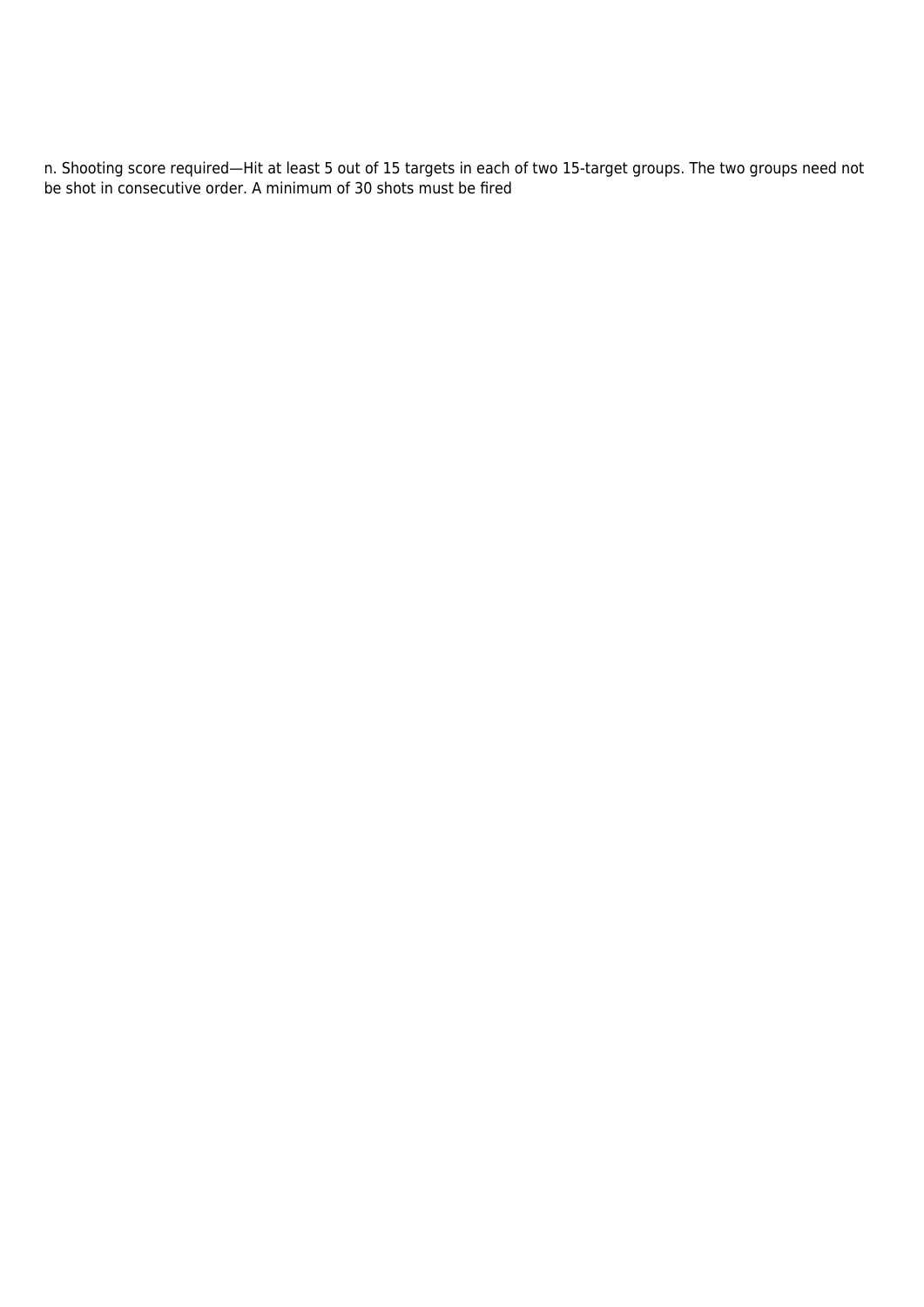n. Shooting score required—Hit at least 5 out of 15 targets in each of two 15-target groups. The two groups need not be shot in consecutive order. A minimum of 30 shots must be fired